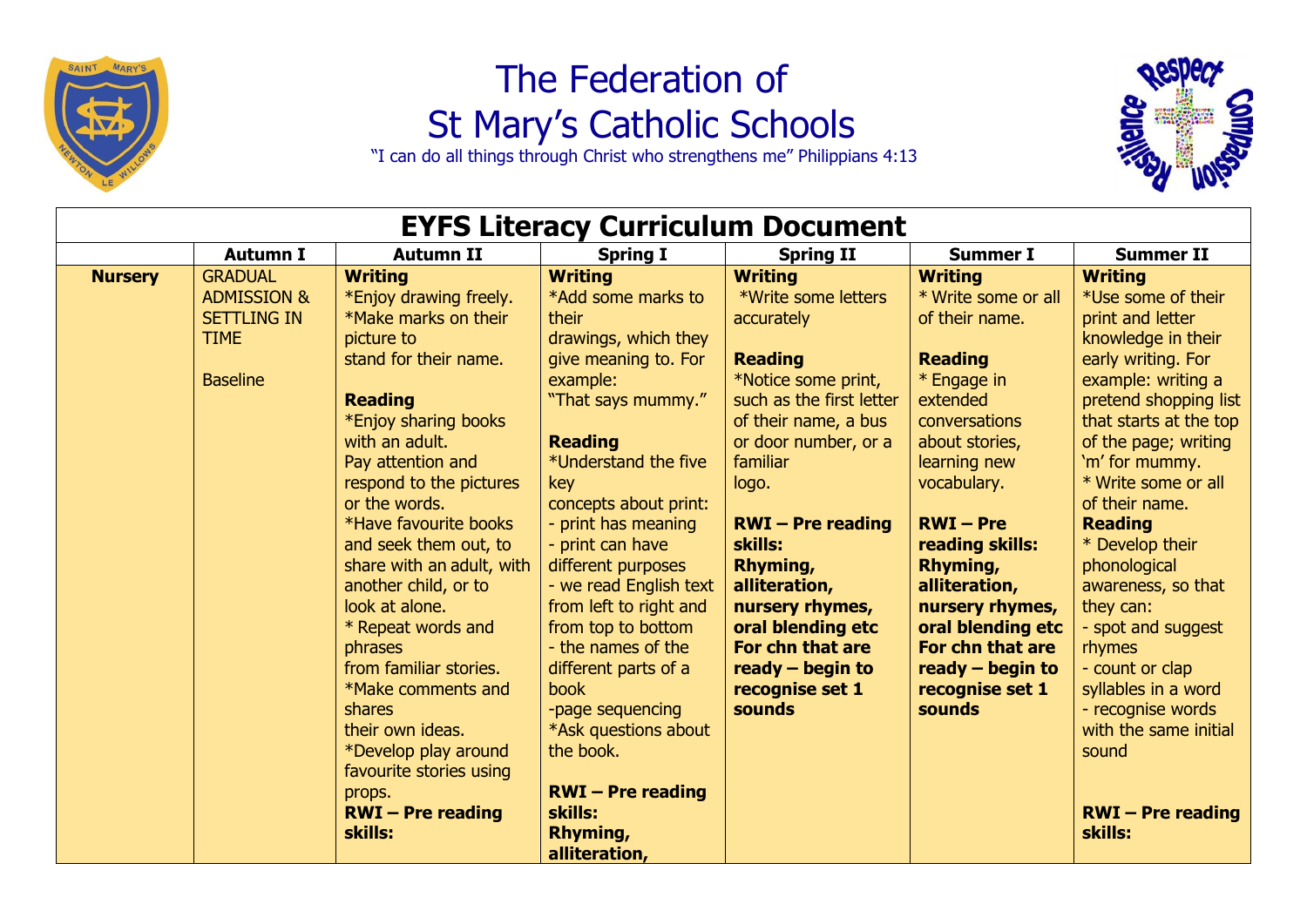# The Federation of St Mary's Catholic Schools

"I can do all things through Christ who strengthens me" Philippians 4:13

## EYFS Literacy Curriculum Document

| | Autumn I | Autumn II | Spring I | Spring II | Summer I | Summer II |
|---|---|---|---|---|---|---|
| **Nursery** | GRADUAL ADMISSION & SETTLING IN TIME<br><br>Baseline | **Writing**<br>*Enjoy drawing freely.<br>*Make marks on their picture to stand for their name.<br><br>**Reading**<br>*Enjoy sharing books with an adult.<br>Pay attention and respond to the pictures or the words.<br>*Have favourite books and seek them out, to share with an adult, with another child, or to look at alone.<br>* Repeat words and phrases from familiar stories.<br>*Make comments and shares their own ideas.<br>*Develop play around favourite stories using props.<br>**RWI – Pre reading skills:** | **Writing**<br>*Add some marks to their drawings, which they give meaning to. For example: "That says mummy."<br><br>**Reading**<br>*Understand the five key concepts about print:<br>- print has meaning<br>- print can have different purposes<br>- we read English text from left to right and from top to bottom<br>- the names of the different parts of a book<br>-page sequencing<br>*Ask questions about the book.<br><br>**RWI – Pre reading skills: Rhyming, alliteration,** | **Writing**<br>*Write some letters accurately<br><br>**Reading**<br>*Notice some print, such as the first letter of their name, a bus or door number, or a familiar logo.<br><br>**RWI – Pre reading skills: Rhyming, alliteration, nursery rhymes, oral blending etc For chn that are ready – begin to recognise set 1 sounds** | **Writing**<br>* Write some or all of their name.<br><br>**Reading**<br>* Engage in extended conversations about stories, learning new vocabulary.<br><br>**RWI – Pre reading skills: Rhyming, alliteration, nursery rhymes, oral blending etc For chn that are ready – begin to recognise set 1 sounds** | **Writing**<br>*Use some of their print and letter knowledge in their early writing. For example: writing a pretend shopping list that starts at the top of the page; writing 'm' for mummy.<br>* Write some or all of their name.<br>**Reading**<br>* Develop their phonological awareness, so that they can:<br>- spot and suggest rhymes<br>- count or clap syllables in a word<br>- recognise words with the same initial sound<br><br>**RWI – Pre reading skills:** |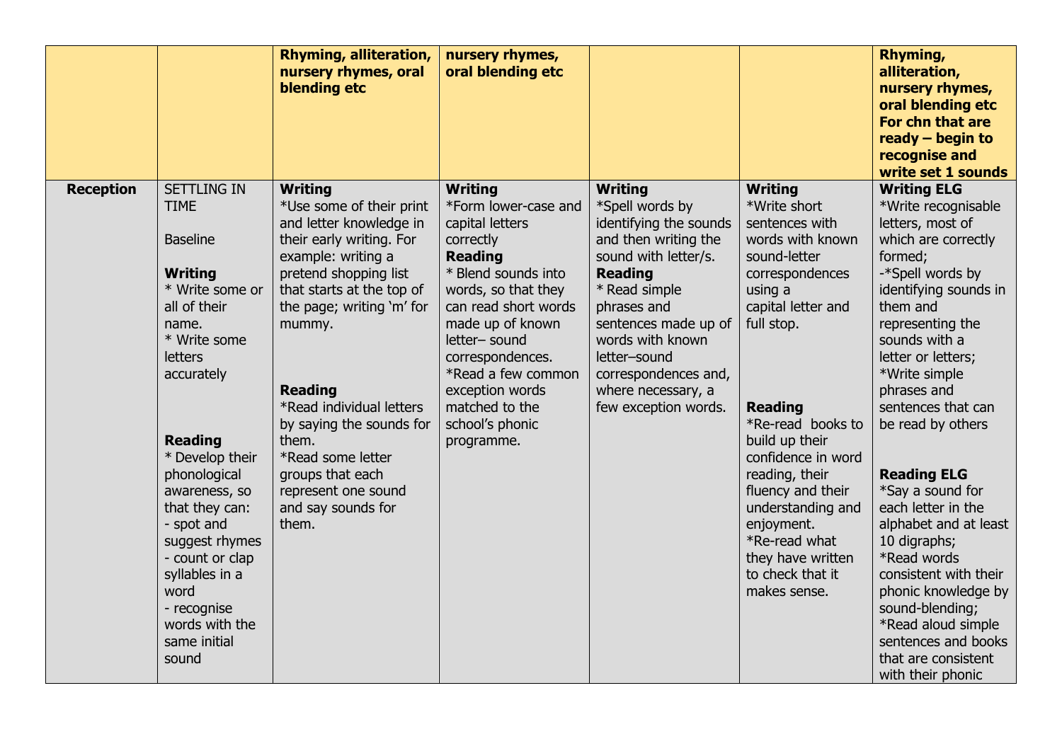| | | Rhyming, alliteration, nursery rhymes, oral blending etc | nursery rhymes, oral blending etc | | | Rhyming, alliteration, nursery rhymes, oral blending etc For chn that are ready – begin to recognise and write set 1 sounds |
|---|---|---|---|---|---|---|
| **Reception** | SETTLING IN TIME<br><br>Baseline<br><br>**Writing**<br>* Write some or all of their name.<br>* Write some letters accurately<br><br>**Reading**<br>* Develop their phonological awareness, so that they can:<br>- spot and suggest rhymes<br>- count or clap syllables in a word<br>- recognise words with the same initial sound | **Writing**<br>*Use some of their print and letter knowledge in their early writing. For example: writing a pretend shopping list that starts at the top of the page; writing 'm' for mummy.<br><br>**Reading**<br>*Read individual letters by saying the sounds for them.<br>*Read some letter groups that each represent one sound and say sounds for them. | **Writing**<br>*Form lower-case and capital letters correctly<br>**Reading**<br>* Blend sounds into words, so that they can read short words made up of known letter– sound correspondences.<br>*Read a few common exception words matched to the school's phonic programme. | **Writing**<br>*Spell words by identifying the sounds and then writing the sound with letter/s.<br>**Reading**<br>* Read simple phrases and sentences made up of words with known letter–sound correspondences and, where necessary, a few exception words. | **Writing**<br>*Write short sentences with words with known sound-letter correspondences using a capital letter and full stop.<br><br>**Reading**<br>*Re-read books to build up their confidence in word reading, their fluency and their understanding and enjoyment.<br>*Re-read what they have written to check that it makes sense. | **Writing ELG**<br>*Write recognisable letters, most of which are correctly formed;<br>-*Spell words by identifying sounds in them and representing the sounds with a letter or letters;<br>*Write simple phrases and sentences that can be read by others<br><br>**Reading ELG**<br>*Say a sound for each letter in the alphabet and at least 10 digraphs;<br>*Read words consistent with their phonic knowledge by sound-blending;<br>*Read aloud simple sentences and books that are consistent with their phonic |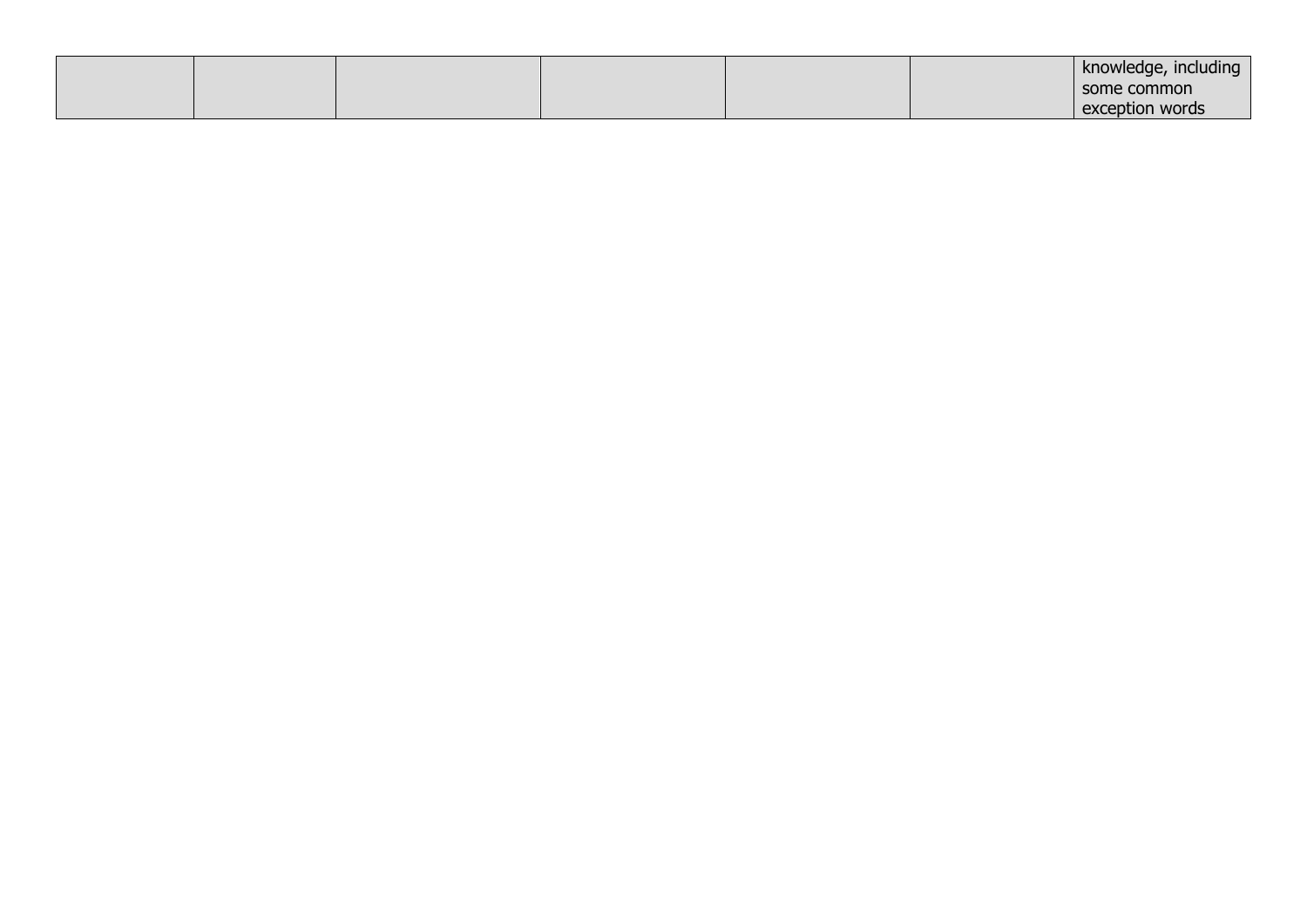| | | | | | | |
|---|---|---|---|---|---|---|
| | | | | | | knowledge, including some common exception words |